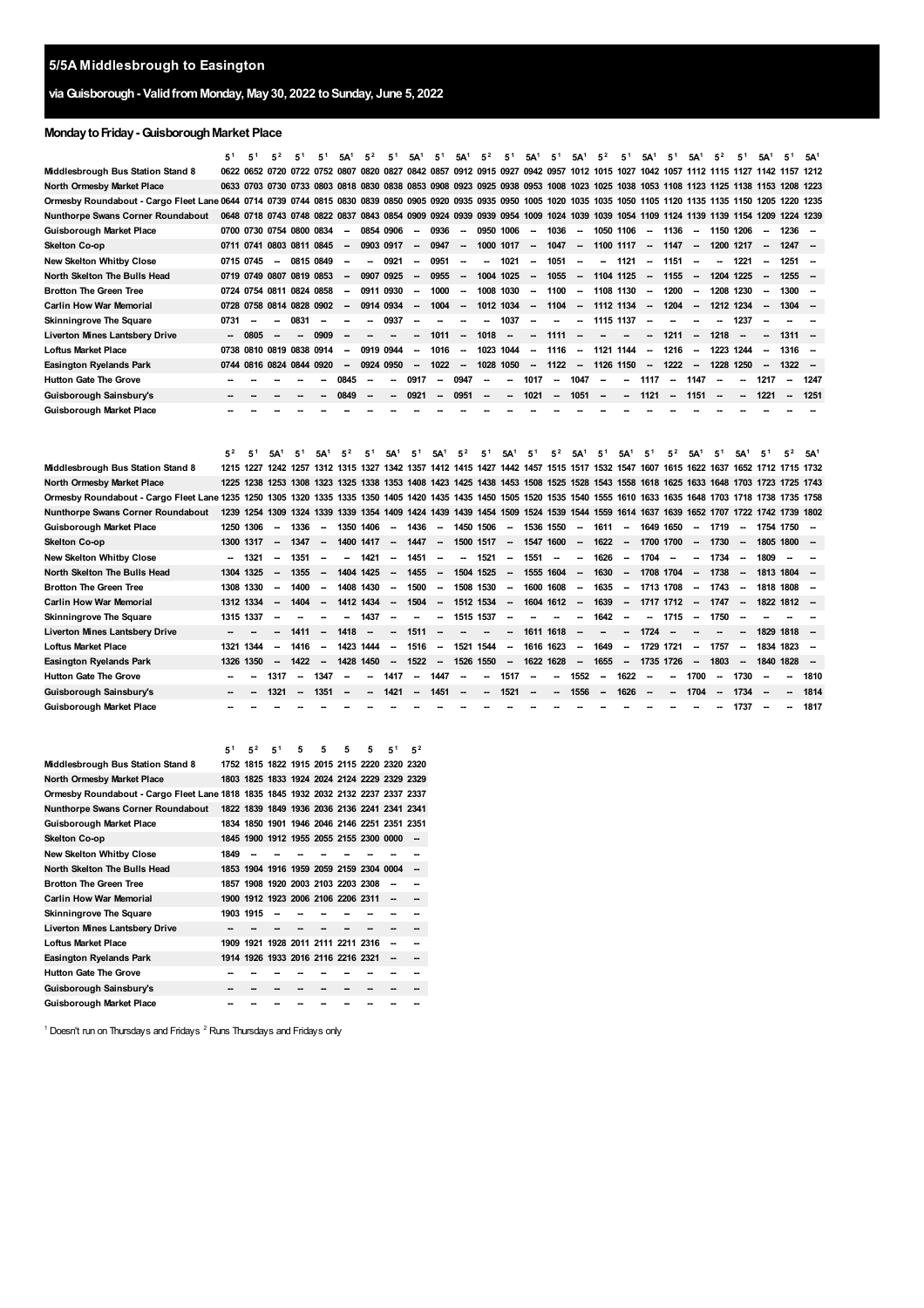# 5/5A Middlesbrough to Easington

## via Guisborough - Valid from Monday, May 30, 2022 to Sunday, June 5, 2022

### Monday to Friday - Guisborough Market Place

| | 5[1] | 5[1] | 5[2] | 5[1] | 5[1] | 5A[1] | 5[2] | 5[1] | 5A[1] | 5[1] | 5A[1] | 5[2] | 5[1] | 5A[1] | 5[1] | 5A[1] | 5[2] | 5[1] | 5A[1] | 5[1] | 5A[1] | 5[2] | 5[1] | 5A[1] | 5[1] | 5A[1] |
|---|---|---|---|---|---|---|---|---|---|---|---|---|---|---|---|---|---|---|---|---|---|---|---|---|---|---|
| Middlesbrough Bus Station Stand 8 | 0622 | 0652 | 0720 | 0722 | 0752 | 0807 | 0820 | 0827 | 0842 | 0857 | 0912 | 0915 | 0927 | 0942 | 0957 | 1012 | 1015 | 1027 | 1042 | 1057 | 1112 | 1115 | 1127 | 1142 | 1157 | 1212 |
| North Ormesby Market Place | 0633 | 0703 | 0730 | 0733 | 0803 | 0818 | 0830 | 0838 | 0853 | 0908 | 0923 | 0925 | 0938 | 0953 | 1008 | 1023 | 1025 | 1038 | 1053 | 1108 | 1123 | 1125 | 1138 | 1153 | 1208 | 1223 |
| Ormesby Roundabout - Cargo Fleet Lane | 0644 | 0714 | 0739 | 0744 | 0815 | 0830 | 0839 | 0850 | 0905 | 0920 | 0935 | 0935 | 0950 | 1005 | 1020 | 1035 | 1035 | 1050 | 1105 | 1120 | 1135 | 1135 | 1150 | 1205 | 1220 | 1235 |
| Nunthorpe Swans Corner Roundabout | 0648 | 0718 | 0743 | 0748 | 0822 | 0837 | 0843 | 0854 | 0909 | 0924 | 0939 | 0939 | 0954 | 1009 | 1024 | 1039 | 1039 | 1054 | 1109 | 1124 | 1139 | 1139 | 1154 | 1209 | 1224 | 1239 |
| Guisborough Market Place | 0700 | 0730 | 0754 | 0800 | 0834 | -- | 0854 | 0906 | -- | 0936 | -- | 0950 | 1006 | -- | 1036 | -- | 1050 | 1106 | -- | 1136 | -- | 1150 | 1206 | -- | 1236 | -- |
| Skelton Co-op | 0711 | 0741 | 0803 | 0811 | 0845 | -- | 0903 | 0917 | -- | 0947 | -- | 1000 | 1017 | -- | 1047 | -- | 1100 | 1117 | -- | 1147 | -- | 1200 | 1217 | -- | 1247 | -- |
| New Skelton Whitby Close | 0715 | 0745 | -- | 0815 | 0849 | -- | -- | 0921 | -- | 0951 | -- | -- | 1021 | -- | 1051 | -- | -- | 1121 | -- | 1151 | -- | -- | 1221 | -- | 1251 | -- |
| North Skelton The Bulls Head | 0719 | 0749 | 0807 | 0819 | 0853 | -- | 0907 | 0925 | -- | 0955 | -- | 1004 | 1025 | -- | 1055 | -- | 1104 | 1125 | -- | 1155 | -- | 1204 | 1225 | -- | 1255 | -- |
| Brotton The Green Tree | 0724 | 0754 | 0811 | 0824 | 0858 | -- | 0911 | 0930 | -- | 1000 | -- | 1008 | 1030 | -- | 1100 | -- | 1108 | 1130 | -- | 1200 | -- | 1208 | 1230 | -- | 1300 | -- |
| Carlin How War Memorial | 0728 | 0758 | 0814 | 0828 | 0902 | -- | 0914 | 0934 | -- | 1004 | -- | 1012 | 1034 | -- | 1104 | -- | 1112 | 1134 | -- | 1204 | -- | 1212 | 1234 | -- | 1304 | -- |
| Skinningrove The Square | 0731 | -- | -- | 0831 | -- | -- | -- | 0937 | -- | -- | -- | -- | 1037 | -- | -- | -- | 1115 | 1137 | -- | -- | -- | -- | 1237 | -- | -- | -- |
| Liverton Mines Lantsbery Drive | -- | 0805 | -- | -- | 0909 | -- | -- | -- | -- | 1011 | -- | 1018 | -- | -- | 1111 | -- | -- | -- | -- | 1211 | -- | 1218 | -- | -- | 1311 | -- |
| Loftus Market Place | 0738 | 0810 | 0819 | 0838 | 0914 | -- | 0919 | 0944 | -- | 1016 | -- | 1023 | 1044 | -- | 1116 | -- | 1121 | 1144 | -- | 1216 | -- | 1223 | 1244 | -- | 1316 | -- |
| Easington Ryelands Park | 0744 | 0816 | 0824 | 0844 | 0920 | -- | 0924 | 0950 | -- | 1022 | -- | 1028 | 1050 | -- | 1122 | -- | 1126 | 1150 | -- | 1222 | -- | 1228 | 1250 | -- | 1322 | -- |
| Hutton Gate The Grove | -- | -- | -- | -- | -- | 0845 | -- | -- | 0917 | -- | 0947 | -- | -- | 1017 | -- | 1047 | -- | -- | 1117 | -- | 1147 | -- | -- | 1217 | -- | 1247 |
| Guisborough Sainsbury's | -- | -- | -- | -- | -- | 0849 | -- | -- | 0921 | -- | 0951 | -- | -- | 1021 | -- | 1051 | -- | -- | 1121 | -- | 1151 | -- | -- | 1221 | -- | 1251 |
| Guisborough Market Place | -- | -- | -- | -- | -- | -- | -- | -- | -- | -- | -- | -- | -- | -- | -- | -- | -- | -- | -- | -- | -- | -- | -- | -- | -- | -- |

| | 5[2] | 5[1] | 5A[1] | 5[1] | 5A[1] | 5[2] | 5[1] | 5A[1] | 5[1] | 5A[1] | 5[2] | 5[1] | 5A[1] | 5[1] | 5[2] | 5A[1] | 5[1] | 5A[1] | 5[1] | 5[2] | 5A[1] | 5[1] | 5A[1] | 5[1] | 5[2] | 5A[1] |
|---|---|---|---|---|---|---|---|---|---|---|---|---|---|---|---|---|---|---|---|---|---|---|---|---|---|---|
| Middlesbrough Bus Station Stand 8 | 1215 | 1227 | 1242 | 1257 | 1312 | 1315 | 1327 | 1342 | 1357 | 1412 | 1415 | 1427 | 1442 | 1457 | 1515 | 1517 | 1532 | 1547 | 1607 | 1615 | 1622 | 1637 | 1652 | 1712 | 1715 | 1732 |
| North Ormesby Market Place | 1225 | 1238 | 1253 | 1308 | 1323 | 1325 | 1338 | 1353 | 1408 | 1423 | 1425 | 1438 | 1453 | 1508 | 1525 | 1528 | 1543 | 1558 | 1618 | 1625 | 1633 | 1648 | 1703 | 1723 | 1725 | 1743 |
| Ormesby Roundabout - Cargo Fleet Lane | 1235 | 1250 | 1305 | 1320 | 1335 | 1335 | 1350 | 1405 | 1420 | 1435 | 1435 | 1450 | 1505 | 1520 | 1535 | 1540 | 1555 | 1610 | 1633 | 1635 | 1648 | 1703 | 1718 | 1738 | 1735 | 1758 |
| Nunthorpe Swans Corner Roundabout | 1239 | 1254 | 1309 | 1324 | 1339 | 1339 | 1354 | 1409 | 1424 | 1439 | 1439 | 1454 | 1509 | 1524 | 1539 | 1544 | 1559 | 1614 | 1637 | 1639 | 1652 | 1707 | 1722 | 1742 | 1739 | 1802 |
| Guisborough Market Place | 1250 | 1306 | -- | 1336 | -- | 1350 | 1406 | -- | 1436 | -- | 1450 | 1506 | -- | 1536 | 1550 | -- | 1611 | -- | 1649 | 1650 | -- | 1719 | -- | 1754 | 1750 | -- |
| Skelton Co-op | 1300 | 1317 | -- | 1347 | -- | 1400 | 1417 | -- | 1447 | -- | 1500 | 1517 | -- | 1547 | 1600 | -- | 1622 | -- | 1700 | 1700 | -- | 1730 | -- | 1805 | 1800 | -- |
| New Skelton Whitby Close | -- | 1321 | -- | 1351 | -- | -- | 1421 | -- | 1451 | -- | -- | 1521 | -- | 1551 | -- | -- | 1626 | -- | 1704 | -- | -- | 1734 | -- | 1809 | -- | -- |
| North Skelton The Bulls Head | 1304 | 1325 | -- | 1355 | -- | 1404 | 1425 | -- | 1455 | -- | 1504 | 1525 | -- | 1555 | 1604 | -- | 1630 | -- | 1708 | 1704 | -- | 1738 | -- | 1813 | 1804 | -- |
| Brotton The Green Tree | 1308 | 1330 | -- | 1400 | -- | 1408 | 1430 | -- | 1500 | -- | 1508 | 1530 | -- | 1600 | 1608 | -- | 1635 | -- | 1713 | 1708 | -- | 1743 | -- | 1818 | 1808 | -- |
| Carlin How War Memorial | 1312 | 1334 | -- | 1404 | -- | 1412 | 1434 | -- | 1504 | -- | 1512 | 1534 | -- | 1604 | 1612 | -- | 1639 | -- | 1717 | 1712 | -- | 1747 | -- | 1822 | 1812 | -- |
| Skinningrove The Square | 1315 | 1337 | -- | -- | -- | -- | 1437 | -- | -- | -- | 1515 | 1537 | -- | -- | -- | -- | 1642 | -- | -- | 1715 | -- | 1750 | -- | -- | -- | -- |
| Liverton Mines Lantsbery Drive | -- | -- | -- | 1411 | -- | 1418 | -- | -- | 1511 | -- | -- | -- | -- | 1611 | 1618 | -- | -- | -- | 1724 | -- | -- | -- | -- | 1829 | 1818 | -- |
| Loftus Market Place | 1321 | 1344 | -- | 1416 | -- | 1423 | 1444 | -- | 1516 | -- | 1521 | 1544 | -- | 1616 | 1623 | -- | 1649 | -- | 1729 | 1721 | -- | 1757 | -- | 1834 | 1823 | -- |
| Easington Ryelands Park | 1326 | 1350 | -- | 1422 | -- | 1428 | 1450 | -- | 1522 | -- | 1526 | 1550 | -- | 1622 | 1628 | -- | 1655 | -- | 1735 | 1726 | -- | 1803 | -- | 1840 | 1828 | -- |
| Hutton Gate The Grove | -- | -- | 1317 | -- | 1347 | -- | -- | 1417 | -- | 1447 | -- | -- | 1517 | -- | -- | 1552 | -- | 1622 | -- | -- | 1700 | -- | 1730 | -- | -- | 1810 |
| Guisborough Sainsbury's | -- | -- | 1321 | -- | 1351 | -- | -- | 1421 | -- | 1451 | -- | -- | 1521 | -- | -- | 1556 | -- | 1626 | -- | -- | 1704 | -- | 1734 | -- | -- | 1814 |
| Guisborough Market Place | -- | -- | -- | -- | -- | -- | -- | -- | -- | -- | -- | -- | -- | -- | -- | -- | -- | -- | -- | -- | -- | -- | 1737 | -- | -- | 1817 |

| | 5[1] | 5[2] | 5[1] | 5 | 5 | 5 | 5 | 5[1] | 5[2] |
|---|---|---|---|---|---|---|---|---|---|
| Middlesbrough Bus Station Stand 8 | 1752 | 1815 | 1822 | 1915 | 2015 | 2115 | 2220 | 2320 | 2320 |
| North Ormesby Market Place | 1803 | 1825 | 1833 | 1924 | 2024 | 2124 | 2229 | 2329 | 2329 |
| Ormesby Roundabout - Cargo Fleet Lane | 1818 | 1835 | 1845 | 1932 | 2032 | 2132 | 2237 | 2337 | 2337 |
| Nunthorpe Swans Corner Roundabout | 1822 | 1839 | 1849 | 1936 | 2036 | 2136 | 2241 | 2341 | 2341 |
| Guisborough Market Place | 1834 | 1850 | 1901 | 1946 | 2046 | 2146 | 2251 | 2351 | 2351 |
| Skelton Co-op | 1845 | 1900 | 1912 | 1955 | 2055 | 2155 | 2300 | 0000 | -- |
| New Skelton Whitby Close | 1849 | -- | -- | -- | -- | -- | -- | -- | -- |
| North Skelton The Bulls Head | 1853 | 1904 | 1916 | 1959 | 2059 | 2159 | 2304 | 0004 | -- |
| Brotton The Green Tree | 1857 | 1908 | 1920 | 2003 | 2103 | 2203 | 2308 | -- | -- |
| Carlin How War Memorial | 1900 | 1912 | 1923 | 2006 | 2106 | 2206 | 2311 | -- | -- |
| Skinningrove The Square | 1903 | 1915 | -- | -- | -- | -- | -- | -- | -- |
| Liverton Mines Lantsbery Drive | -- | -- | -- | -- | -- | -- | -- | -- | -- |
| Loftus Market Place | 1909 | 1921 | 1928 | 2011 | 2111 | 2211 | 2316 | -- | -- |
| Easington Ryelands Park | 1914 | 1926 | 1933 | 2016 | 2116 | 2216 | 2321 | -- | -- |
| Hutton Gate The Grove | -- | -- | -- | -- | -- | -- | -- | -- | -- |
| Guisborough Sainsbury's | -- | -- | -- | -- | -- | -- | -- | -- | -- |
| Guisborough Market Place | -- | -- | -- | -- | -- | -- | -- | -- | -- |

[1] Doesn't run on Thursdays and Fridays [2] Runs Thursdays and Fridays only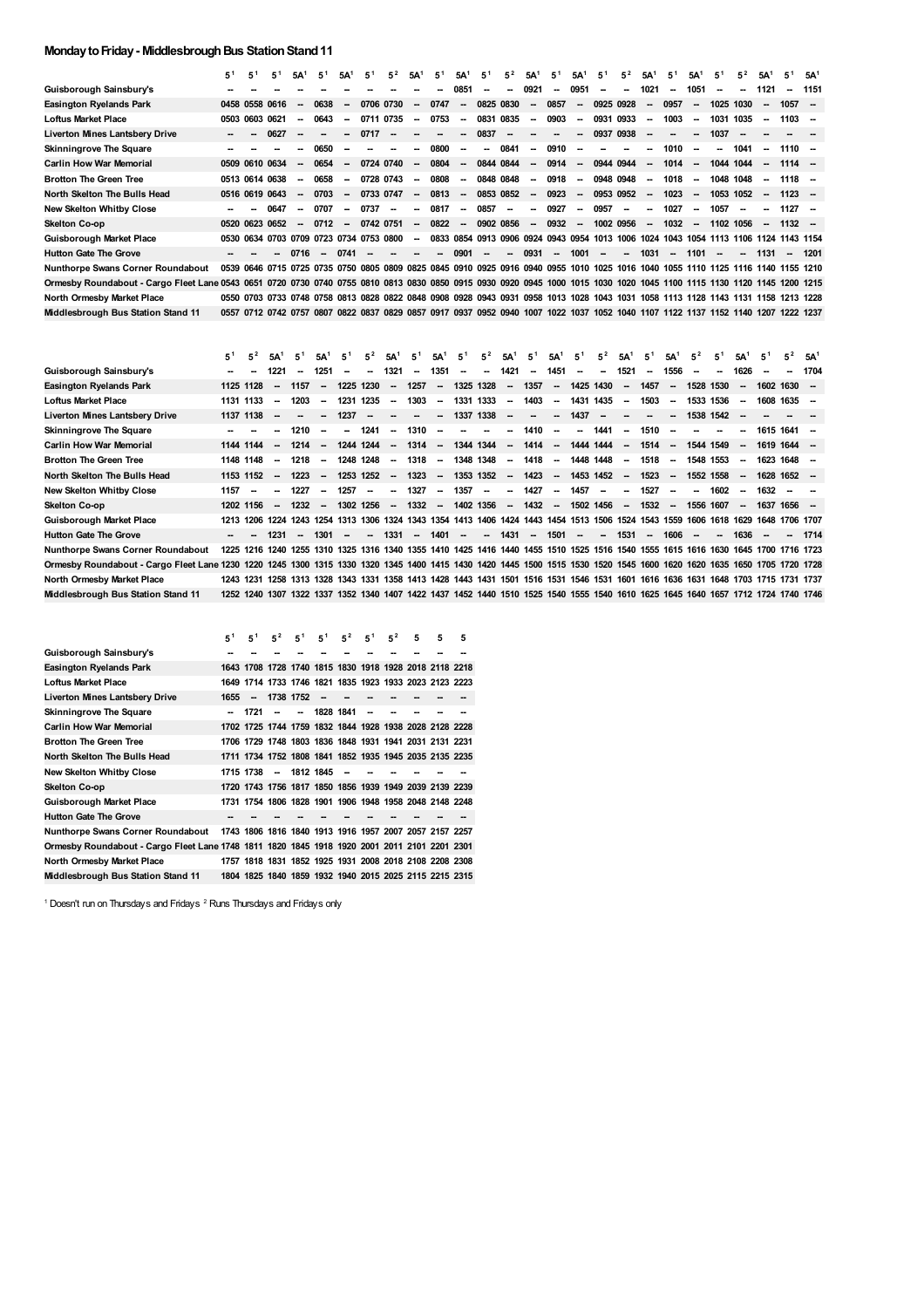## Monday to Friday - Middlesbrough Bus Station Stand 11

| | 5[1] | 5[1] | 5[1] | 5A[1] | 5[1] | 5A[1] | 5[1] | 5[2] | 5A[1] | 5[1] | 5A[1] | 5[1] | 5[2] | 5A[1] | 5[1] | 5A[1] | 5[1] | 5[2] | 5A[1] | 5[1] | 5A[1] | 5[1] | 5[2] | 5A[1] | 5[1] | 5A[1] |
|---|---|---|---|---|---|---|---|---|---|---|---|---|---|---|---|---|---|---|---|---|---|---|---|---|---|---|
| **Guisborough Sainsbury's** | -- | -- | -- | -- | -- | -- | -- | -- | -- | -- | 0851 | -- | -- | 0921 | -- | 0951 | -- | -- | 1021 | -- | 1051 | -- | -- | 1121 | -- | 1151 |
| **Easington Ryelands Park** | 0458 | 0558 | 0616 | -- | 0638 | -- | 0706 | 0730 | -- | 0747 | -- | 0825 | 0830 | -- | 0857 | -- | 0925 | 0928 | -- | 0957 | -- | 1025 | 1030 | -- | 1057 | -- |
| **Loftus Market Place** | 0503 | 0603 | 0621 | -- | 0643 | -- | 0711 | 0735 | -- | 0753 | -- | 0831 | 0835 | -- | 0903 | -- | 0931 | 0933 | -- | 1003 | -- | 1031 | 1035 | -- | 1103 | -- |
| **Liverton Mines Lantsbery Drive** | -- | -- | 0627 | -- | -- | -- | 0717 | -- | -- | -- | -- | 0837 | -- | -- | -- | -- | 0937 | 0938 | -- | -- | -- | 1037 | -- | -- | -- | -- |
| **Skinningrove The Square** | -- | -- | -- | -- | 0650 | -- | -- | -- | -- | 0800 | -- | -- | 0841 | -- | 0910 | -- | -- | -- | -- | 1010 | -- | -- | 1041 | -- | 1110 | -- |
| **Carlin How War Memorial** | 0509 | 0610 | 0634 | -- | 0654 | -- | 0724 | 0740 | -- | 0804 | -- | 0844 | 0844 | -- | 0914 | -- | 0944 | 0944 | -- | 1014 | -- | 1044 | 1044 | -- | 1114 | -- |
| **Brotton The Green Tree** | 0513 | 0614 | 0638 | -- | 0658 | -- | 0728 | 0743 | -- | 0808 | -- | 0848 | 0848 | -- | 0918 | -- | 0948 | 0948 | -- | 1018 | -- | 1048 | 1048 | -- | 1118 | -- |
| **North Skelton The Bulls Head** | 0516 | 0619 | 0643 | -- | 0703 | -- | 0733 | 0747 | -- | 0813 | -- | 0853 | 0852 | -- | 0923 | -- | 0953 | 0952 | -- | 1023 | -- | 1053 | 1052 | -- | 1123 | -- |
| **New Skelton Whitby Close** | -- | -- | 0647 | -- | 0707 | -- | 0737 | -- | -- | 0817 | -- | 0857 | -- | -- | 0927 | -- | 0957 | -- | -- | 1027 | -- | 1057 | -- | -- | 1127 | -- |
| **Skelton Co-op** | 0520 | 0623 | 0652 | -- | 0712 | -- | 0742 | 0751 | -- | 0822 | -- | 0902 | 0856 | -- | 0932 | -- | 1002 | 0956 | -- | 1032 | -- | 1102 | 1056 | -- | 1132 | -- |
| **Guisborough Market Place** | 0530 | 0634 | 0703 | 0709 | 0723 | 0734 | 0753 | 0800 | -- | 0833 | 0854 | 0913 | 0906 | 0924 | 0943 | 0954 | 1013 | 1006 | 1024 | 1043 | 1054 | 1113 | 1106 | 1124 | 1143 | 1154 |
| **Hutton Gate The Grove** | -- | -- | -- | 0716 | -- | 0741 | -- | -- | -- | -- | 0901 | -- | -- | 0931 | -- | 1001 | -- | -- | 1031 | -- | 1101 | -- | -- | 1131 | -- | 1201 |
| **Nunthorpe Swans Corner Roundabout** | 0539 | 0646 | 0715 | 0725 | 0735 | 0750 | 0805 | 0809 | 0825 | 0845 | 0910 | 0925 | 0916 | 0940 | 0955 | 1010 | 1025 | 1016 | 1040 | 1055 | 1110 | 1125 | 1116 | 1140 | 1155 | 1210 |
| **Ormesby Roundabout - Cargo Fleet Lane** | 0543 | 0651 | 0720 | 0730 | 0740 | 0755 | 0810 | 0813 | 0830 | 0850 | 0915 | 0930 | 0920 | 0945 | 1000 | 1015 | 1030 | 1020 | 1045 | 1100 | 1115 | 1130 | 1120 | 1145 | 1200 | 1215 |
| **North Ormesby Market Place** | 0550 | 0703 | 0733 | 0748 | 0758 | 0813 | 0828 | 0822 | 0848 | 0908 | 0928 | 0943 | 0931 | 0958 | 1013 | 1028 | 1043 | 1031 | 1058 | 1113 | 1128 | 1143 | 1131 | 1158 | 1213 | 1228 |
| **Middlesbrough Bus Station Stand 11** | 0557 | 0712 | 0742 | 0757 | 0807 | 0822 | 0837 | 0829 | 0857 | 0917 | 0937 | 0952 | 0940 | 1007 | 1022 | 1037 | 1052 | 1040 | 1107 | 1122 | 1137 | 1152 | 1140 | 1207 | 1222 | 1237 |

| | 5[1] | 5[2] | 5A[1] | 5[1] | 5A[1] | 5[1] | 5[2] | 5A[1] | 5[1] | 5A[1] | 5[1] | 5[2] | 5A[1] | 5[1] | 5A[1] | 5[1] | 5[2] | 5A[1] | 5[1] | 5A[1] | 5[2] | 5[1] | 5A[1] | 5[1] | 5[2] | 5A[1] |
|---|---|---|---|---|---|---|---|---|---|---|---|---|---|---|---|---|---|---|---|---|---|---|---|---|---|---|
| **Guisborough Sainsbury's** | -- | -- | 1221 | -- | 1251 | -- | -- | 1321 | -- | 1351 | -- | -- | 1421 | -- | 1451 | -- | -- | 1521 | -- | 1556 | -- | -- | 1626 | -- | -- | 1704 |
| **Easington Ryelands Park** | 1125 | 1128 | -- | 1157 | -- | 1225 | 1230 | -- | 1257 | -- | 1325 | 1328 | -- | 1357 | -- | 1425 | 1430 | -- | 1457 | -- | 1528 | 1530 | -- | 1602 | 1630 | -- |
| **Loftus Market Place** | 1131 | 1133 | -- | 1203 | -- | 1231 | 1235 | -- | 1303 | -- | 1331 | 1333 | -- | 1403 | -- | 1431 | 1435 | -- | 1503 | -- | 1533 | 1536 | -- | 1608 | 1635 | -- |
| **Liverton Mines Lantsbery Drive** | 1137 | 1138 | -- | -- | -- | 1237 | -- | -- | -- | -- | 1337 | 1338 | -- | -- | -- | 1437 | -- | -- | -- | -- | 1538 | 1542 | -- | -- | -- | -- |
| **Skinningrove The Square** | -- | -- | -- | 1210 | -- | -- | 1241 | -- | 1310 | -- | -- | -- | -- | 1410 | -- | -- | 1441 | -- | 1510 | -- | -- | -- | -- | 1615 | 1641 | -- |
| **Carlin How War Memorial** | 1144 | 1144 | -- | 1214 | -- | 1244 | 1244 | -- | 1314 | -- | 1344 | 1344 | -- | 1414 | -- | 1444 | 1444 | -- | 1514 | -- | 1544 | 1549 | -- | 1619 | 1644 | -- |
| **Brotton The Green Tree** | 1148 | 1148 | -- | 1218 | -- | 1248 | 1248 | -- | 1318 | -- | 1348 | 1348 | -- | 1418 | -- | 1448 | 1448 | -- | 1518 | -- | 1548 | 1553 | -- | 1623 | 1648 | -- |
| **North Skelton The Bulls Head** | 1153 | 1152 | -- | 1223 | -- | 1253 | 1252 | -- | 1323 | -- | 1353 | 1352 | -- | 1423 | -- | 1453 | 1452 | -- | 1523 | -- | 1552 | 1558 | -- | 1628 | 1652 | -- |
| **New Skelton Whitby Close** | 1157 | -- | -- | 1227 | -- | 1257 | -- | -- | 1327 | -- | 1357 | -- | -- | 1427 | -- | 1457 | -- | -- | 1527 | -- | -- | 1602 | -- | 1632 | -- | -- |
| **Skelton Co-op** | 1202 | 1156 | -- | 1232 | -- | 1302 | 1256 | -- | 1332 | -- | 1402 | 1356 | -- | 1432 | -- | 1502 | 1456 | -- | 1532 | -- | 1556 | 1607 | -- | 1637 | 1656 | -- |
| **Guisborough Market Place** | 1213 | 1206 | 1224 | 1243 | 1254 | 1313 | 1306 | 1324 | 1343 | 1354 | 1413 | 1406 | 1424 | 1443 | 1454 | 1513 | 1506 | 1524 | 1543 | 1559 | 1606 | 1618 | 1629 | 1648 | 1706 | 1707 |
| **Hutton Gate The Grove** | -- | -- | 1231 | -- | 1301 | -- | -- | 1331 | -- | 1401 | -- | -- | 1431 | -- | 1501 | -- | -- | 1531 | -- | 1606 | -- | -- | 1636 | -- | -- | 1714 |
| **Nunthorpe Swans Corner Roundabout** | 1225 | 1216 | 1240 | 1255 | 1310 | 1325 | 1316 | 1340 | 1355 | 1410 | 1425 | 1416 | 1440 | 1455 | 1510 | 1525 | 1516 | 1540 | 1555 | 1615 | 1616 | 1630 | 1645 | 1700 | 1716 | 1723 |
| **Ormesby Roundabout - Cargo Fleet Lane** | 1230 | 1220 | 1245 | 1300 | 1315 | 1330 | 1320 | 1345 | 1400 | 1415 | 1430 | 1420 | 1445 | 1500 | 1515 | 1530 | 1520 | 1545 | 1600 | 1620 | 1620 | 1635 | 1650 | 1705 | 1720 | 1728 |
| **North Ormesby Market Place** | 1243 | 1231 | 1258 | 1313 | 1328 | 1343 | 1331 | 1358 | 1413 | 1428 | 1443 | 1431 | 1501 | 1516 | 1531 | 1546 | 1531 | 1601 | 1616 | 1636 | 1631 | 1648 | 1703 | 1715 | 1731 | 1737 |
| **Middlesbrough Bus Station Stand 11** | 1252 | 1240 | 1307 | 1322 | 1337 | 1352 | 1340 | 1407 | 1422 | 1437 | 1452 | 1440 | 1510 | 1525 | 1540 | 1555 | 1540 | 1610 | 1625 | 1645 | 1640 | 1657 | 1712 | 1724 | 1740 | 1746 |

| | 5[1] | 5[1] | 5[2] | 5[1] | 5[1] | 5[2] | 5[1] | 5[2] | 5 | 5 | 5 |
|---|---|---|---|---|---|---|---|---|---|---|---|
| **Guisborough Sainsbury's** | -- | -- | -- | -- | -- | -- | -- | -- | -- | -- | -- |
| **Easington Ryelands Park** | 1643 | 1708 | 1728 | 1740 | 1815 | 1830 | 1918 | 1928 | 2018 | 2118 | 2218 |
| **Loftus Market Place** | 1649 | 1714 | 1733 | 1746 | 1821 | 1835 | 1923 | 1933 | 2023 | 2123 | 2223 |
| **Liverton Mines Lantsbery Drive** | 1655 | -- | 1738 | 1752 | -- | -- | -- | -- | -- | -- | -- |
| **Skinningrove The Square** | -- | 1721 | -- | -- | 1828 | 1841 | -- | -- | -- | -- | -- |
| **Carlin How War Memorial** | 1702 | 1725 | 1744 | 1759 | 1832 | 1844 | 1928 | 1938 | 2028 | 2128 | 2228 |
| **Brotton The Green Tree** | 1706 | 1729 | 1748 | 1803 | 1836 | 1848 | 1931 | 1941 | 2031 | 2131 | 2231 |
| **North Skelton The Bulls Head** | 1711 | 1734 | 1752 | 1808 | 1841 | 1852 | 1935 | 1945 | 2035 | 2135 | 2235 |
| **New Skelton Whitby Close** | 1715 | 1738 | -- | 1812 | 1845 | -- | -- | -- | -- | -- | -- |
| **Skelton Co-op** | 1720 | 1743 | 1756 | 1817 | 1850 | 1856 | 1939 | 1949 | 2039 | 2139 | 2239 |
| **Guisborough Market Place** | 1731 | 1754 | 1806 | 1828 | 1901 | 1906 | 1948 | 1958 | 2048 | 2148 | 2248 |
| **Hutton Gate The Grove** | -- | -- | -- | -- | -- | -- | -- | -- | -- | -- | -- |
| **Nunthorpe Swans Corner Roundabout** | 1743 | 1806 | 1816 | 1840 | 1913 | 1916 | 1957 | 2007 | 2057 | 2157 | 2257 |
| **Ormesby Roundabout - Cargo Fleet Lane** | 1748 | 1811 | 1820 | 1845 | 1918 | 1920 | 2001 | 2011 | 2101 | 2201 | 2301 |
| **North Ormesby Market Place** | 1757 | 1818 | 1831 | 1852 | 1925 | 1931 | 2008 | 2018 | 2108 | 2208 | 2308 |
| **Middlesbrough Bus Station Stand 11** | 1804 | 1825 | 1840 | 1859 | 1932 | 1940 | 2015 | 2025 | 2115 | 2215 | 2315 |

[1] Doesn't run on Thursdays and Fridays [2] Runs Thursdays and Fridays only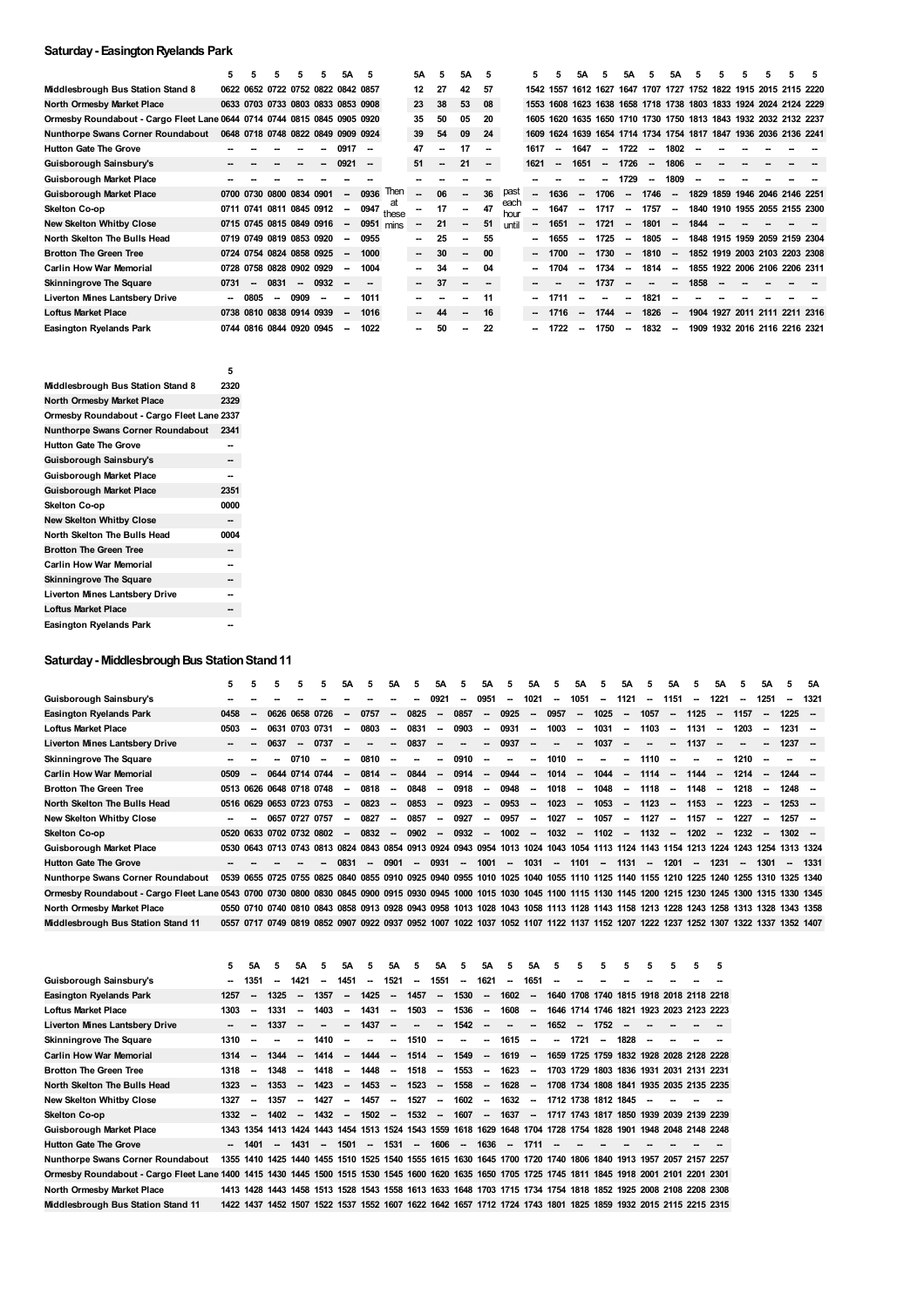## Saturday - Easington Ryelands Park

| | 5 | 5 | 5 | 5 | 5 | 5A | 5 | Then at these mins | 5A | 5 | 5A | 5 | past each hour until | 5 | 5 | 5A | 5 | 5A | 5 | 5A | 5 | 5 | 5 | 5 | 5 | 5 |
|---|---|---|---|---|---|---|---|---|---|---|---|---|---|---|---|---|---|---|---|---|---|---|---|---|---|---|
| Middlesbrough Bus Station Stand 8 | 0622 | 0652 | 0722 | 0752 | 0822 | 0842 | 0857 | | 12 | 27 | 42 | 57 | | 1542 | 1557 | 1612 | 1627 | 1647 | 1707 | 1727 | 1752 | 1822 | 1915 | 2015 | 2115 | 2220 |
| North Ormesby Market Place | 0633 | 0703 | 0733 | 0803 | 0833 | 0853 | 0908 | | 23 | 38 | 53 | 08 | | 1553 | 1608 | 1623 | 1638 | 1658 | 1718 | 1738 | 1803 | 1833 | 1924 | 2024 | 2124 | 2229 |
| Ormesby Roundabout - Cargo Fleet Lane | 0644 | 0714 | 0744 | 0815 | 0845 | 0905 | 0920 | | 35 | 50 | 05 | 20 | | 1605 | 1620 | 1635 | 1650 | 1710 | 1730 | 1750 | 1813 | 1843 | 1932 | 2032 | 2132 | 2237 |
| Nunthorpe Swans Corner Roundabout | 0648 | 0718 | 0748 | 0822 | 0849 | 0909 | 0924 | | 39 | 54 | 09 | 24 | | 1609 | 1624 | 1639 | 1654 | 1714 | 1734 | 1754 | 1817 | 1847 | 1936 | 2036 | 2136 | 2241 |
| Hutton Gate The Grove | -- | -- | -- | -- | -- | 0917 | -- | | 47 | -- | 17 | -- | | 1617 | -- | 1647 | -- | 1722 | -- | 1802 | -- | -- | -- | -- | -- | -- |
| Guisborough Sainsbury's | -- | -- | -- | -- | -- | 0921 | -- | | 51 | -- | 21 | -- | | 1621 | -- | 1651 | -- | 1726 | -- | 1806 | -- | -- | -- | -- | -- | -- |
| Guisborough Market Place | -- | -- | -- | -- | -- | -- | -- | | -- | -- | -- | -- | | -- | -- | -- | -- | 1729 | -- | 1809 | -- | -- | -- | -- | -- | -- |
| Guisborough Market Place | 0700 | 0730 | 0800 | 0834 | 0901 | -- | 0936 | | -- | 06 | -- | 36 | | -- | 1636 | -- | 1706 | -- | 1746 | -- | 1829 | 1859 | 1946 | 2046 | 2146 | 2251 |
| Skelton Co-op | 0711 | 0741 | 0811 | 0845 | 0912 | -- | 0947 | | -- | 17 | -- | 47 | | -- | 1647 | -- | 1717 | -- | 1757 | -- | 1840 | 1910 | 1955 | 2055 | 2155 | 2300 |
| New Skelton Whitby Close | 0715 | 0745 | 0815 | 0849 | 0916 | -- | 0951 | | -- | 21 | -- | 51 | | -- | 1651 | -- | 1721 | -- | 1801 | -- | 1844 | -- | -- | -- | -- | -- |
| North Skelton The Bulls Head | 0719 | 0749 | 0819 | 0853 | 0920 | -- | 0955 | | -- | 25 | -- | 55 | | -- | 1655 | -- | 1725 | -- | 1805 | -- | 1848 | 1915 | 1959 | 2059 | 2159 | 2304 |
| Brotton The Green Tree | 0724 | 0754 | 0824 | 0858 | 0925 | -- | 1000 | | -- | 30 | -- | 00 | | -- | 1700 | -- | 1730 | -- | 1810 | -- | 1852 | 1919 | 2003 | 2103 | 2203 | 2308 |
| Carlin How War Memorial | 0728 | 0758 | 0828 | 0902 | 0929 | -- | 1004 | | -- | 34 | -- | 04 | | -- | 1704 | -- | 1734 | -- | 1814 | -- | 1855 | 1922 | 2006 | 2106 | 2206 | 2311 |
| Skinningrove The Square | 0731 | -- | 0831 | -- | 0932 | -- | -- | | -- | 37 | -- | -- | | -- | -- | -- | 1737 | -- | -- | -- | 1858 | -- | -- | -- | -- | -- |
| Liverton Mines Lantsbery Drive | -- | 0805 | -- | 0909 | -- | -- | 1011 | | -- | -- | -- | 11 | | -- | 1711 | -- | -- | -- | 1821 | -- | -- | -- | -- | -- | -- | -- |
| Loftus Market Place | 0738 | 0810 | 0838 | 0914 | 0939 | -- | 1016 | | -- | 44 | -- | 16 | | -- | 1716 | -- | 1744 | -- | 1826 | -- | 1904 | 1927 | 2011 | 2111 | 2211 | 2316 |
| Easington Ryelands Park | 0744 | 0816 | 0844 | 0920 | 0945 | -- | 1022 | | -- | 50 | -- | 22 | | -- | 1722 | -- | 1750 | -- | 1832 | -- | 1909 | 1932 | 2016 | 2116 | 2216 | 2321 |

| | 5 |
|---|---|
| Middlesbrough Bus Station Stand 8 | 2320 |
| North Ormesby Market Place | 2329 |
| Ormesby Roundabout - Cargo Fleet Lane | 2337 |
| Nunthorpe Swans Corner Roundabout | 2341 |
| Hutton Gate The Grove | -- |
| Guisborough Sainsbury's | -- |
| Guisborough Market Place | -- |
| Guisborough Market Place | 2351 |
| Skelton Co-op | 0000 |
| New Skelton Whitby Close | -- |
| North Skelton The Bulls Head | 0004 |
| Brotton The Green Tree | -- |
| Carlin How War Memorial | -- |
| Skinningrove The Square | -- |
| Liverton Mines Lantsbery Drive | -- |
| Loftus Market Place | -- |
| Easington Ryelands Park | -- |

## Saturday - Middlesbrough Bus Station Stand 11

| | 5 | 5 | 5 | 5 | 5 | 5A | 5 | 5A | 5 | 5A | 5 | 5A | 5 | 5A | 5 | 5A | 5 | 5A | 5 | 5A | 5 | 5A | 5 | 5A | 5 | 5A |
|---|---|---|---|---|---|---|---|---|---|---|---|---|---|---|---|---|---|---|---|---|---|---|---|---|---|---|
| Guisborough Sainsbury's | -- | -- | -- | -- | -- | -- | -- | -- | -- | 0921 | -- | 0951 | -- | 1021 | -- | 1051 | -- | 1121 | -- | 1151 | -- | 1221 | -- | 1251 | -- | 1321 |
| Easington Ryelands Park | 0458 | -- | 0626 | 0658 | 0726 | -- | 0757 | -- | 0825 | -- | 0857 | -- | 0925 | -- | 0957 | -- | 1025 | -- | 1057 | -- | 1125 | -- | 1157 | -- | 1225 | -- |
| Loftus Market Place | 0503 | -- | 0631 | 0703 | 0731 | -- | 0803 | -- | 0831 | -- | 0903 | -- | 0931 | -- | 1003 | -- | 1031 | -- | 1103 | -- | 1131 | -- | 1203 | -- | 1231 | -- |
| Liverton Mines Lantsbery Drive | -- | -- | 0637 | -- | 0737 | -- | -- | -- | 0837 | -- | -- | -- | 0937 | -- | -- | -- | 1037 | -- | -- | -- | 1137 | -- | -- | -- | 1237 | -- |
| Skinningrove The Square | -- | -- | -- | 0710 | -- | -- | 0810 | -- | -- | -- | 0910 | -- | -- | -- | 1010 | -- | -- | -- | 1110 | -- | -- | -- | 1210 | -- | -- | -- |
| Carlin How War Memorial | 0509 | -- | 0644 | 0714 | 0744 | -- | 0814 | -- | 0844 | -- | 0914 | -- | 0944 | -- | 1014 | -- | 1044 | -- | 1114 | -- | 1144 | -- | 1214 | -- | 1244 | -- |
| Brotton The Green Tree | 0513 | 0626 | 0648 | 0718 | 0748 | -- | 0818 | -- | 0848 | -- | 0918 | -- | 0948 | -- | 1018 | -- | 1048 | -- | 1118 | -- | 1148 | -- | 1218 | -- | 1248 | -- |
| North Skelton The Bulls Head | 0516 | 0629 | 0653 | 0723 | 0753 | -- | 0823 | -- | 0853 | -- | 0923 | -- | 0953 | -- | 1023 | -- | 1053 | -- | 1123 | -- | 1153 | -- | 1223 | -- | 1253 | -- |
| New Skelton Whitby Close | -- | -- | 0657 | 0727 | 0757 | -- | 0827 | -- | 0857 | -- | 0927 | -- | 0957 | -- | 1027 | -- | 1057 | -- | 1127 | -- | 1157 | -- | 1227 | -- | 1257 | -- |
| Skelton Co-op | 0520 | 0633 | 0702 | 0732 | 0802 | -- | 0832 | -- | 0902 | -- | 0932 | -- | 1002 | -- | 1032 | -- | 1102 | -- | 1132 | -- | 1202 | -- | 1232 | -- | 1302 | -- |
| Guisborough Market Place | 0530 | 0643 | 0713 | 0743 | 0813 | 0824 | 0843 | 0854 | 0913 | 0924 | 0943 | 0954 | 1013 | 1024 | 1043 | 1054 | 1113 | 1124 | 1143 | 1154 | 1213 | 1224 | 1243 | 1254 | 1313 | 1324 |
| Hutton Gate The Grove | -- | -- | -- | -- | -- | 0831 | -- | 0901 | -- | 0931 | -- | 1001 | -- | 1031 | -- | 1101 | -- | 1131 | -- | 1201 | -- | 1231 | -- | 1301 | -- | 1331 |
| Nunthorpe Swans Corner Roundabout | 0539 | 0655 | 0725 | 0755 | 0825 | 0840 | 0855 | 0910 | 0925 | 0940 | 0955 | 1010 | 1025 | 1040 | 1055 | 1110 | 1125 | 1140 | 1155 | 1210 | 1225 | 1240 | 1255 | 1310 | 1325 | 1340 |
| Ormesby Roundabout - Cargo Fleet Lane | 0543 | 0700 | 0730 | 0800 | 0830 | 0845 | 0900 | 0915 | 0930 | 0945 | 1000 | 1015 | 1030 | 1045 | 1100 | 1115 | 1130 | 1145 | 1200 | 1215 | 1230 | 1245 | 1300 | 1315 | 1330 | 1345 |
| North Ormesby Market Place | 0550 | 0710 | 0740 | 0810 | 0843 | 0858 | 0913 | 0928 | 0943 | 0958 | 1013 | 1028 | 1043 | 1058 | 1113 | 1128 | 1143 | 1158 | 1213 | 1228 | 1243 | 1258 | 1313 | 1328 | 1343 | 1358 |
| Middlesbrough Bus Station Stand 11 | 0557 | 0717 | 0749 | 0819 | 0852 | 0907 | 0922 | 0937 | 0952 | 1007 | 1022 | 1037 | 1052 | 1107 | 1122 | 1137 | 1152 | 1207 | 1222 | 1237 | 1252 | 1307 | 1322 | 1337 | 1352 | 1407 |

| | 5 | 5A | 5 | 5A | 5 | 5A | 5 | 5A | 5 | 5A | 5 | 5A | 5 | 5A | 5 | 5 | 5 | 5 | 5 | 5 | 5 | 5 |
|---|---|---|---|---|---|---|---|---|---|---|---|---|---|---|---|---|---|---|---|---|---|---|
| Guisborough Sainsbury's | -- | 1351 | -- | 1421 | -- | 1451 | -- | 1521 | -- | 1551 | -- | 1621 | -- | 1651 | -- | -- | -- | -- | -- | -- | -- | -- |
| Easington Ryelands Park | 1257 | -- | 1325 | -- | 1357 | -- | 1425 | -- | 1457 | -- | 1530 | -- | 1602 | -- | 1640 | 1708 | 1740 | 1815 | 1918 | 2018 | 2118 | 2218 |
| Loftus Market Place | 1303 | -- | 1331 | -- | 1403 | -- | 1431 | -- | 1503 | -- | 1536 | -- | 1608 | -- | 1646 | 1714 | 1746 | 1821 | 1923 | 2023 | 2123 | 2223 |
| Liverton Mines Lantsbery Drive | -- | -- | 1337 | -- | -- | -- | 1437 | -- | -- | -- | 1542 | -- | -- | -- | 1652 | -- | 1752 | -- | -- | -- | -- | -- |
| Skinningrove The Square | 1310 | -- | -- | -- | 1410 | -- | -- | -- | 1510 | -- | -- | -- | 1615 | -- | -- | 1721 | -- | 1828 | -- | -- | -- | -- |
| Carlin How War Memorial | 1314 | -- | 1344 | -- | 1414 | -- | 1444 | -- | 1514 | -- | 1549 | -- | 1619 | -- | 1659 | 1725 | 1759 | 1832 | 1928 | 2028 | 2128 | 2228 |
| Brotton The Green Tree | 1318 | -- | 1348 | -- | 1418 | -- | 1448 | -- | 1518 | -- | 1553 | -- | 1623 | -- | 1703 | 1729 | 1803 | 1836 | 1931 | 2031 | 2131 | 2231 |
| North Skelton The Bulls Head | 1323 | -- | 1353 | -- | 1423 | -- | 1453 | -- | 1523 | -- | 1558 | -- | 1628 | -- | 1708 | 1734 | 1808 | 1841 | 1935 | 2035 | 2135 | 2235 |
| New Skelton Whitby Close | 1327 | -- | 1357 | -- | 1427 | -- | 1457 | -- | 1527 | -- | 1602 | -- | 1632 | -- | 1712 | 1738 | 1812 | 1845 | -- | -- | -- | -- |
| Skelton Co-op | 1332 | -- | 1402 | -- | 1432 | -- | 1502 | -- | 1532 | -- | 1607 | -- | 1637 | -- | 1717 | 1743 | 1817 | 1850 | 1939 | 2039 | 2139 | 2239 |
| Guisborough Market Place | 1343 | 1354 | 1413 | 1424 | 1443 | 1454 | 1513 | 1524 | 1543 | 1559 | 1618 | 1629 | 1648 | 1704 | 1728 | 1754 | 1828 | 1901 | 1948 | 2048 | 2148 | 2248 |
| Hutton Gate The Grove | -- | 1401 | -- | 1431 | -- | 1501 | -- | 1531 | -- | 1606 | -- | 1636 | -- | 1711 | -- | -- | -- | -- | -- | -- | -- | -- |
| Nunthorpe Swans Corner Roundabout | 1355 | 1410 | 1425 | 1440 | 1455 | 1510 | 1525 | 1540 | 1555 | 1615 | 1630 | 1645 | 1700 | 1720 | 1740 | 1806 | 1840 | 1913 | 1957 | 2057 | 2157 | 2257 |
| Ormesby Roundabout - Cargo Fleet Lane | 1400 | 1415 | 1430 | 1445 | 1500 | 1515 | 1530 | 1545 | 1600 | 1620 | 1635 | 1650 | 1705 | 1725 | 1745 | 1811 | 1845 | 1918 | 2001 | 2101 | 2201 | 2301 |
| North Ormesby Market Place | 1413 | 1428 | 1443 | 1458 | 1513 | 1528 | 1543 | 1558 | 1613 | 1633 | 1648 | 1703 | 1715 | 1734 | 1754 | 1818 | 1852 | 1925 | 2008 | 2108 | 2208 | 2308 |
| Middlesbrough Bus Station Stand 11 | 1422 | 1437 | 1452 | 1507 | 1522 | 1537 | 1552 | 1607 | 1622 | 1642 | 1657 | 1712 | 1724 | 1743 | 1801 | 1825 | 1859 | 1932 | 2015 | 2115 | 2215 | 2315 |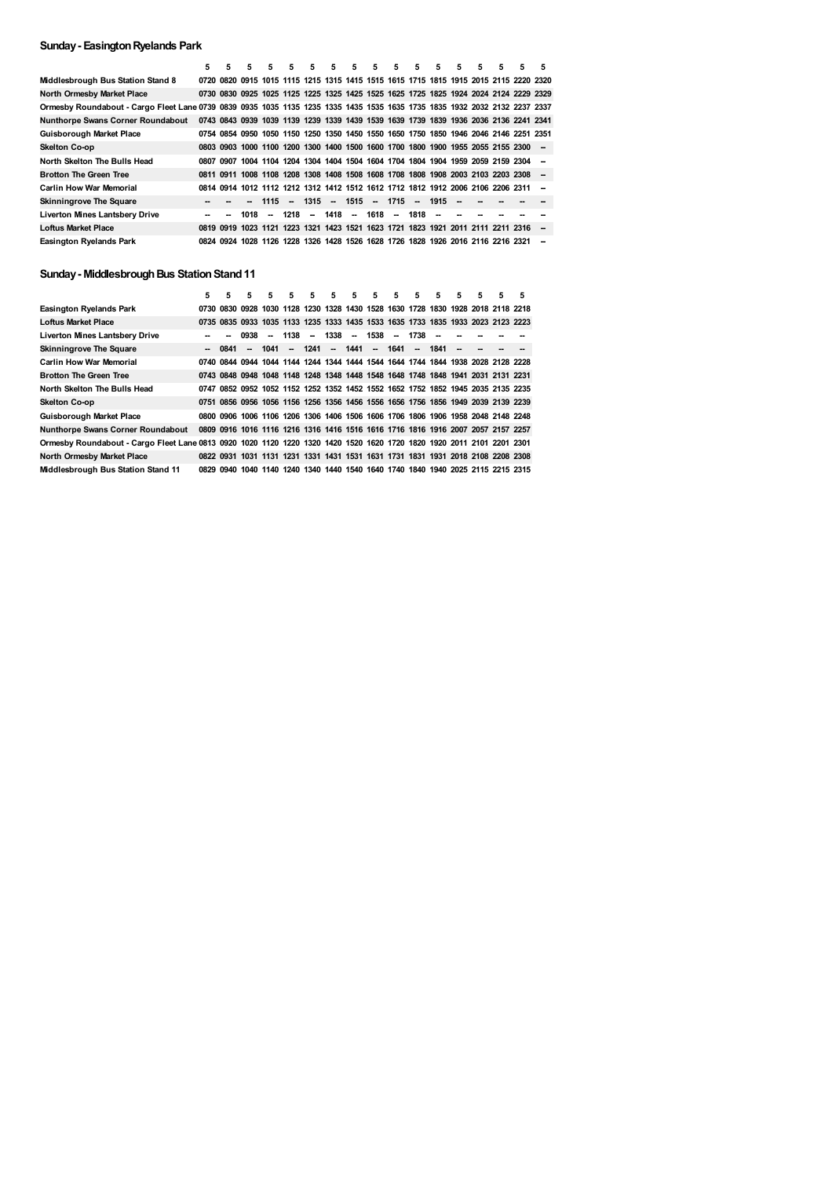## Sunday - Easington Ryelands Park

| | 5 | 5 | 5 | 5 | 5 | 5 | 5 | 5 | 5 | 5 | 5 | 5 | 5 | 5 | 5 | 5 |
|---|---|---|---|---|---|---|---|---|---|---|---|---|---|---|---|---|
| **Middlesbrough Bus Station Stand 8** | 0720 | 0820 | 0915 | 1015 | 1115 | 1215 | 1315 | 1415 | 1515 | 1615 | 1715 | 1815 | 1915 | 2015 | 2115 | 2220 | 2320 |
| **North Ormesby Market Place** | 0730 | 0830 | 0925 | 1025 | 1125 | 1225 | 1325 | 1425 | 1525 | 1625 | 1725 | 1825 | 1924 | 2024 | 2124 | 2229 | 2329 |
| **Ormesby Roundabout - Cargo Fleet Lane** | 0739 | 0839 | 0935 | 1035 | 1135 | 1235 | 1335 | 1435 | 1535 | 1635 | 1735 | 1835 | 1932 | 2032 | 2132 | 2237 | 2337 |
| **Nunthorpe Swans Corner Roundabout** | 0743 | 0843 | 0939 | 1039 | 1139 | 1239 | 1339 | 1439 | 1539 | 1639 | 1739 | 1839 | 1936 | 2036 | 2136 | 2241 | 2341 |
| **Guisborough Market Place** | 0754 | 0854 | 0950 | 1050 | 1150 | 1250 | 1350 | 1450 | 1550 | 1650 | 1750 | 1850 | 1946 | 2046 | 2146 | 2251 | 2351 |
| **Skelton Co-op** | 0803 | 0903 | 1000 | 1100 | 1200 | 1300 | 1400 | 1500 | 1600 | 1700 | 1800 | 1900 | 1955 | 2055 | 2155 | 2300 | -- |
| **North Skelton The Bulls Head** | 0807 | 0907 | 1004 | 1104 | 1204 | 1304 | 1404 | 1504 | 1604 | 1704 | 1804 | 1904 | 1959 | 2059 | 2159 | 2304 | -- |
| **Brotton The Green Tree** | 0811 | 0911 | 1008 | 1108 | 1208 | 1308 | 1408 | 1508 | 1608 | 1708 | 1808 | 1908 | 2003 | 2103 | 2203 | 2308 | -- |
| **Carlin How War Memorial** | 0814 | 0914 | 1012 | 1112 | 1212 | 1312 | 1412 | 1512 | 1612 | 1712 | 1812 | 1912 | 2006 | 2106 | 2206 | 2311 | -- |
| **Skinningrove The Square** | -- | -- | -- | 1115 | -- | 1315 | -- | 1515 | -- | 1715 | -- | 1915 | -- | -- | -- | -- | -- |
| **Liverton Mines Lantsbery Drive** | -- | -- | 1018 | -- | 1218 | -- | 1418 | -- | 1618 | -- | 1818 | -- | -- | -- | -- | -- | -- |
| **Loftus Market Place** | 0819 | 0919 | 1023 | 1121 | 1223 | 1321 | 1423 | 1521 | 1623 | 1721 | 1823 | 1921 | 2011 | 2111 | 2211 | 2316 | -- |
| **Easington Ryelands Park** | 0824 | 0924 | 1028 | 1126 | 1228 | 1326 | 1428 | 1526 | 1628 | 1726 | 1828 | 1926 | 2016 | 2116 | 2216 | 2321 | -- |

## Sunday - Middlesbrough Bus Station Stand 11

| | 5 | 5 | 5 | 5 | 5 | 5 | 5 | 5 | 5 | 5 | 5 | 5 | 5 | 5 | 5 | 5 |
|---|---|---|---|---|---|---|---|---|---|---|---|---|---|---|---|---|
| **Easington Ryelands Park** | 0730 | 0830 | 0928 | 1030 | 1128 | 1230 | 1328 | 1430 | 1528 | 1630 | 1728 | 1830 | 1928 | 2018 | 2118 | 2218 |
| **Loftus Market Place** | 0735 | 0835 | 0933 | 1035 | 1133 | 1235 | 1333 | 1435 | 1533 | 1635 | 1733 | 1835 | 1933 | 2023 | 2123 | 2223 |
| **Liverton Mines Lantsbery Drive** | -- | -- | 0938 | -- | 1138 | -- | 1338 | -- | 1538 | -- | 1738 | -- | -- | -- | -- | -- |
| **Skinningrove The Square** | -- | 0841 | -- | 1041 | -- | 1241 | -- | 1441 | -- | 1641 | -- | 1841 | -- | -- | -- | -- |
| **Carlin How War Memorial** | 0740 | 0844 | 0944 | 1044 | 1144 | 1244 | 1344 | 1444 | 1544 | 1644 | 1744 | 1844 | 1938 | 2028 | 2128 | 2228 |
| **Brotton The Green Tree** | 0743 | 0848 | 0948 | 1048 | 1148 | 1248 | 1348 | 1448 | 1548 | 1648 | 1748 | 1848 | 1941 | 2031 | 2131 | 2231 |
| **North Skelton The Bulls Head** | 0747 | 0852 | 0952 | 1052 | 1152 | 1252 | 1352 | 1452 | 1552 | 1652 | 1752 | 1852 | 1945 | 2035 | 2135 | 2235 |
| **Skelton Co-op** | 0751 | 0856 | 0956 | 1056 | 1156 | 1256 | 1356 | 1456 | 1556 | 1656 | 1756 | 1856 | 1949 | 2039 | 2139 | 2239 |
| **Guisborough Market Place** | 0800 | 0906 | 1006 | 1106 | 1206 | 1306 | 1406 | 1506 | 1606 | 1706 | 1806 | 1906 | 1958 | 2048 | 2148 | 2248 |
| **Nunthorpe Swans Corner Roundabout** | 0809 | 0916 | 1016 | 1116 | 1216 | 1316 | 1416 | 1516 | 1616 | 1716 | 1816 | 1916 | 2007 | 2057 | 2157 | 2257 |
| **Ormesby Roundabout - Cargo Fleet Lane** | 0813 | 0920 | 1020 | 1120 | 1220 | 1320 | 1420 | 1520 | 1620 | 1720 | 1820 | 1920 | 2011 | 2101 | 2201 | 2301 |
| **North Ormesby Market Place** | 0822 | 0931 | 1031 | 1131 | 1231 | 1331 | 1431 | 1531 | 1631 | 1731 | 1831 | 1931 | 2018 | 2108 | 2208 | 2308 |
| **Middlesbrough Bus Station Stand 11** | 0829 | 0940 | 1040 | 1140 | 1240 | 1340 | 1440 | 1540 | 1640 | 1740 | 1840 | 1940 | 2025 | 2115 | 2215 | 2315 |